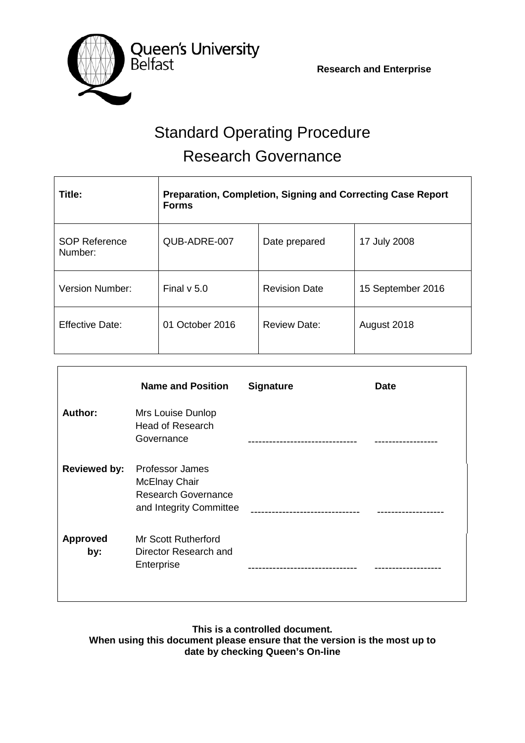Queen's University Belfast

**Research and Enterprise**

# Standard Operating Procedure
# Research Governance

| **Title:** | **Preparation, Completion, Signing and Correcting Case Report Forms** | | |
| --- | --- | --- | --- |
| SOP Reference Number: | QUB-ADRE-007 | Date prepared | 17 July 2008 |
| Version Number: | Final v 5.0 | Revision Date | 15 September 2016 |
| Effective Date: | 01 October 2016 | Review Date: | August 2018 |

| | **Name and Position** | **Signature** | **Date** |
| --- | --- | --- | --- |
| **Author:** | Mrs Louise Dunlop Head of Research Governance | ------------------------------- | ------------------ |
| **Reviewed by:** | Professor James McElnay Chair Research Governance and Integrity Committee | ------------------------------- | ------------------- |
| **Approved by:** | Mr Scott Rutherford Director Research and Enterprise | ------------------------------- | ------------------- |

**This is a controlled document.**
**When using this document please ensure that the version is the most up to date by checking Queen's On-line**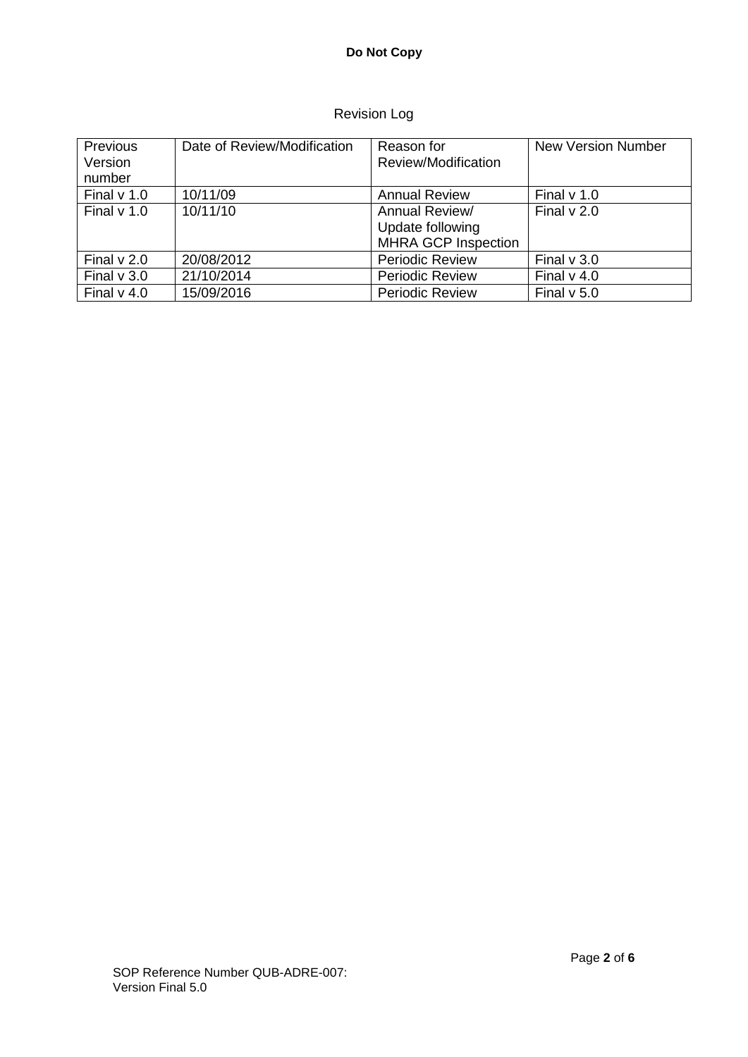Revision Log

| Previous Version number | Date of Review/Modification | Reason for Review/Modification | New Version Number |
|---|---|---|---|
| Final v 1.0 | 10/11/09 | Annual Review | Final v 1.0 |
| Final v 1.0 | 10/11/10 | Annual Review/ Update following MHRA GCP Inspection | Final v 2.0 |
| Final v 2.0 | 20/08/2012 | Periodic Review | Final v 3.0 |
| Final v 3.0 | 21/10/2014 | Periodic Review | Final v 4.0 |
| Final v 4.0 | 15/09/2016 | Periodic Review | Final v 5.0 |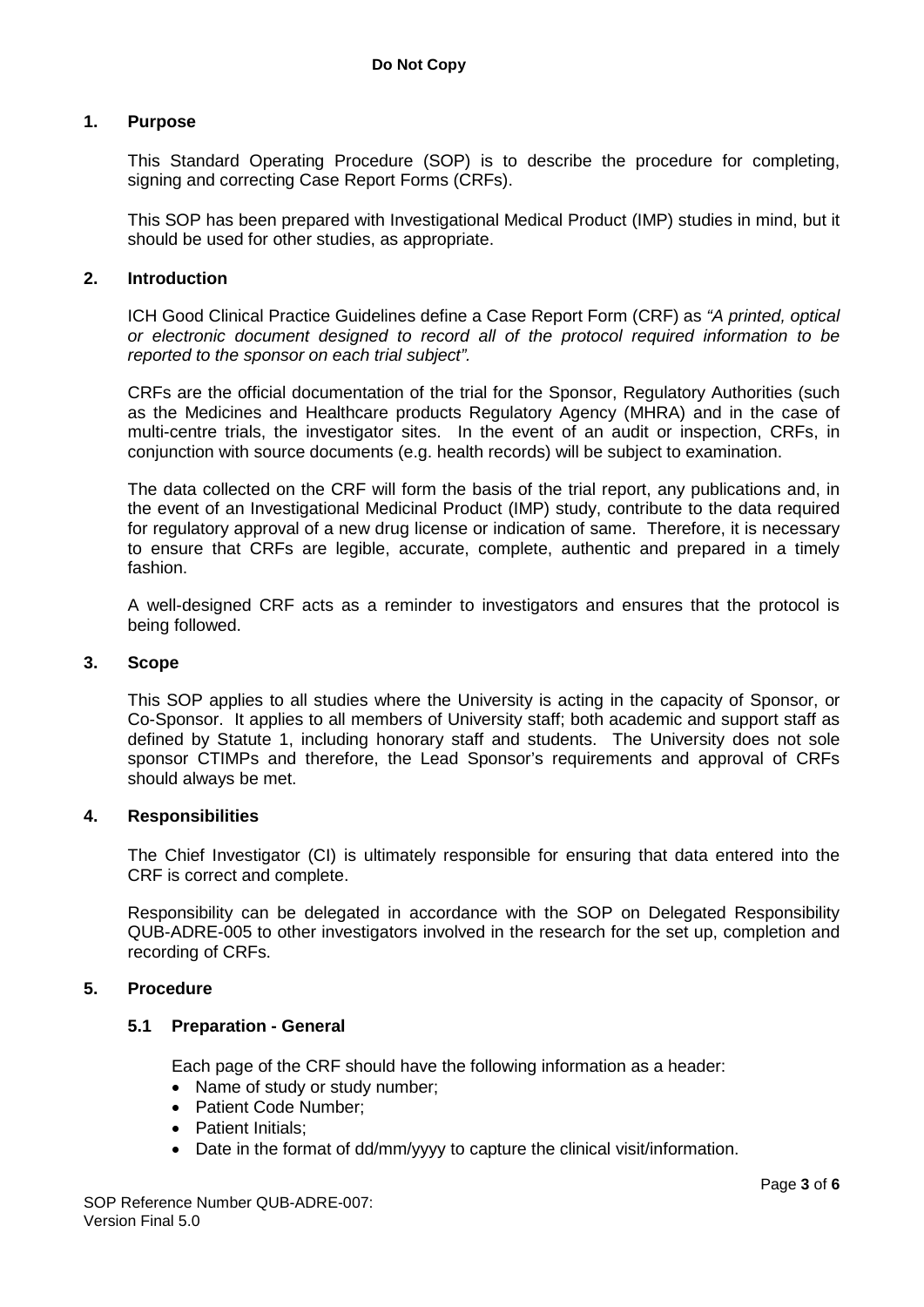## 1. Purpose

This Standard Operating Procedure (SOP) is to describe the procedure for completing, signing and correcting Case Report Forms (CRFs).

This SOP has been prepared with Investigational Medical Product (IMP) studies in mind, but it should be used for other studies, as appropriate.

## 2. Introduction

ICH Good Clinical Practice Guidelines define a Case Report Form (CRF) as *"A printed, optical or electronic document designed to record all of the protocol required information to be reported to the sponsor on each trial subject".*

CRFs are the official documentation of the trial for the Sponsor, Regulatory Authorities (such as the Medicines and Healthcare products Regulatory Agency (MHRA) and in the case of multi-centre trials, the investigator sites. In the event of an audit or inspection, CRFs, in conjunction with source documents (e.g. health records) will be subject to examination.

The data collected on the CRF will form the basis of the trial report, any publications and, in the event of an Investigational Medicinal Product (IMP) study, contribute to the data required for regulatory approval of a new drug license or indication of same. Therefore, it is necessary to ensure that CRFs are legible, accurate, complete, authentic and prepared in a timely fashion.

A well-designed CRF acts as a reminder to investigators and ensures that the protocol is being followed.

## 3. Scope

This SOP applies to all studies where the University is acting in the capacity of Sponsor, or Co-Sponsor. It applies to all members of University staff; both academic and support staff as defined by Statute 1, including honorary staff and students. The University does not sole sponsor CTIMPs and therefore, the Lead Sponsor's requirements and approval of CRFs should always be met.

## 4. Responsibilities

The Chief Investigator (CI) is ultimately responsible for ensuring that data entered into the CRF is correct and complete.

Responsibility can be delegated in accordance with the SOP on Delegated Responsibility QUB-ADRE-005 to other investigators involved in the research for the set up, completion and recording of CRFs.

## 5. Procedure

### 5.1 Preparation - General

Each page of the CRF should have the following information as a header:

- Name of study or study number;
- Patient Code Number;
- Patient Initials;
- Date in the format of dd/mm/yyyy to capture the clinical visit/information.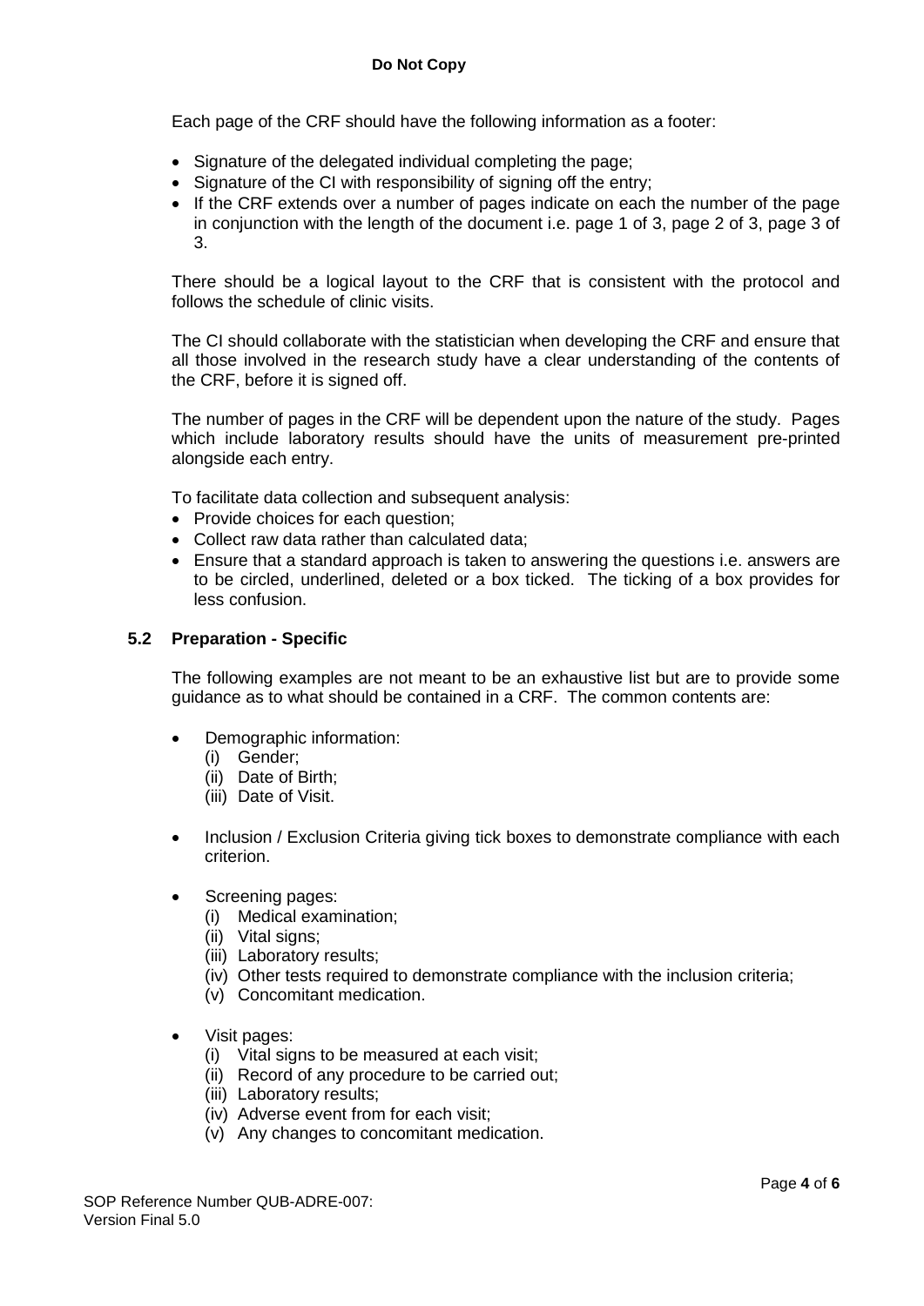Each page of the CRF should have the following information as a footer:

- Signature of the delegated individual completing the page;
- Signature of the CI with responsibility of signing off the entry;
- If the CRF extends over a number of pages indicate on each the number of the page in conjunction with the length of the document i.e. page 1 of 3, page 2 of 3, page 3 of 3.

There should be a logical layout to the CRF that is consistent with the protocol and follows the schedule of clinic visits.

The CI should collaborate with the statistician when developing the CRF and ensure that all those involved in the research study have a clear understanding of the contents of the CRF, before it is signed off.

The number of pages in the CRF will be dependent upon the nature of the study. Pages which include laboratory results should have the units of measurement pre-printed alongside each entry.

To facilitate data collection and subsequent analysis:

- Provide choices for each question;
- Collect raw data rather than calculated data;
- Ensure that a standard approach is taken to answering the questions i.e. answers are to be circled, underlined, deleted or a box ticked. The ticking of a box provides for less confusion.

### 5.2 Preparation - Specific

The following examples are not meant to be an exhaustive list but are to provide some guidance as to what should be contained in a CRF. The common contents are:

- Demographic information:
  - (i) Gender;
  - (ii) Date of Birth;
  - (iii) Date of Visit.

- Inclusion / Exclusion Criteria giving tick boxes to demonstrate compliance with each criterion.

- Screening pages:
  - (i) Medical examination;
  - (ii) Vital signs;
  - (iii) Laboratory results;
  - (iv) Other tests required to demonstrate compliance with the inclusion criteria;
  - (v) Concomitant medication.

- Visit pages:
  - (i) Vital signs to be measured at each visit;
  - (ii) Record of any procedure to be carried out;
  - (iii) Laboratory results;
  - (iv) Adverse event from for each visit;
  - (v) Any changes to concomitant medication.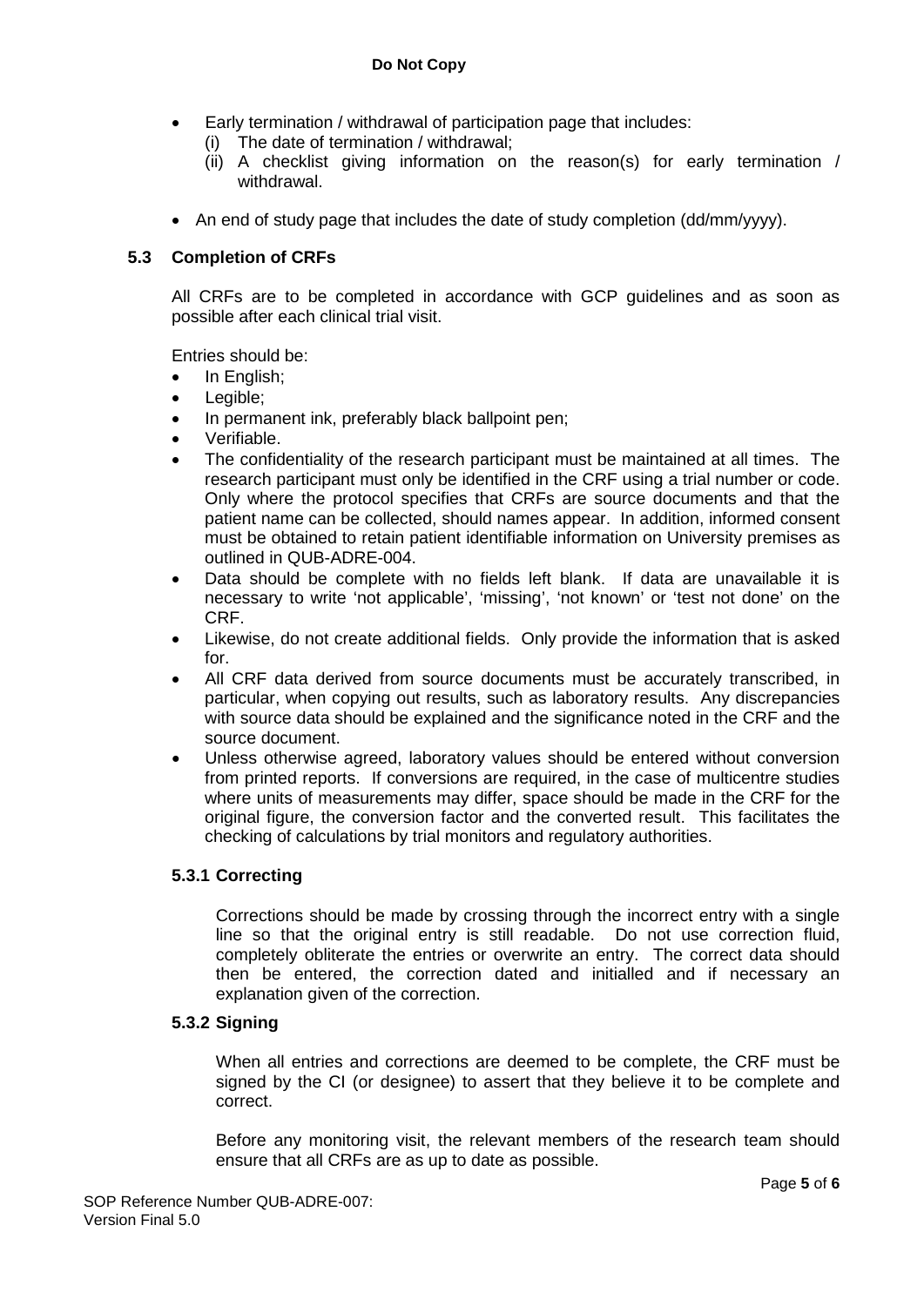- Early termination / withdrawal of participation page that includes:
  - (i) The date of termination / withdrawal;
  - (ii) A checklist giving information on the reason(s) for early termination / withdrawal.
- An end of study page that includes the date of study completion (dd/mm/yyyy).

### 5.3 Completion of CRFs

All CRFs are to be completed in accordance with GCP guidelines and as soon as possible after each clinical trial visit.

Entries should be:

- In English;
- Legible;
- In permanent ink, preferably black ballpoint pen;
- Verifiable.
- The confidentiality of the research participant must be maintained at all times. The research participant must only be identified in the CRF using a trial number or code. Only where the protocol specifies that CRFs are source documents and that the patient name can be collected, should names appear. In addition, informed consent must be obtained to retain patient identifiable information on University premises as outlined in QUB-ADRE-004.
- Data should be complete with no fields left blank. If data are unavailable it is necessary to write 'not applicable', 'missing', 'not known' or 'test not done' on the CRF.
- Likewise, do not create additional fields. Only provide the information that is asked for.
- All CRF data derived from source documents must be accurately transcribed, in particular, when copying out results, such as laboratory results. Any discrepancies with source data should be explained and the significance noted in the CRF and the source document.
- Unless otherwise agreed, laboratory values should be entered without conversion from printed reports. If conversions are required, in the case of multicentre studies where units of measurements may differ, space should be made in the CRF for the original figure, the conversion factor and the converted result. This facilitates the checking of calculations by trial monitors and regulatory authorities.

#### 5.3.1 Correcting

Corrections should be made by crossing through the incorrect entry with a single line so that the original entry is still readable. Do not use correction fluid, completely obliterate the entries or overwrite an entry. The correct data should then be entered, the correction dated and initialled and if necessary an explanation given of the correction.

#### 5.3.2 Signing

When all entries and corrections are deemed to be complete, the CRF must be signed by the CI (or designee) to assert that they believe it to be complete and correct.

Before any monitoring visit, the relevant members of the research team should ensure that all CRFs are as up to date as possible.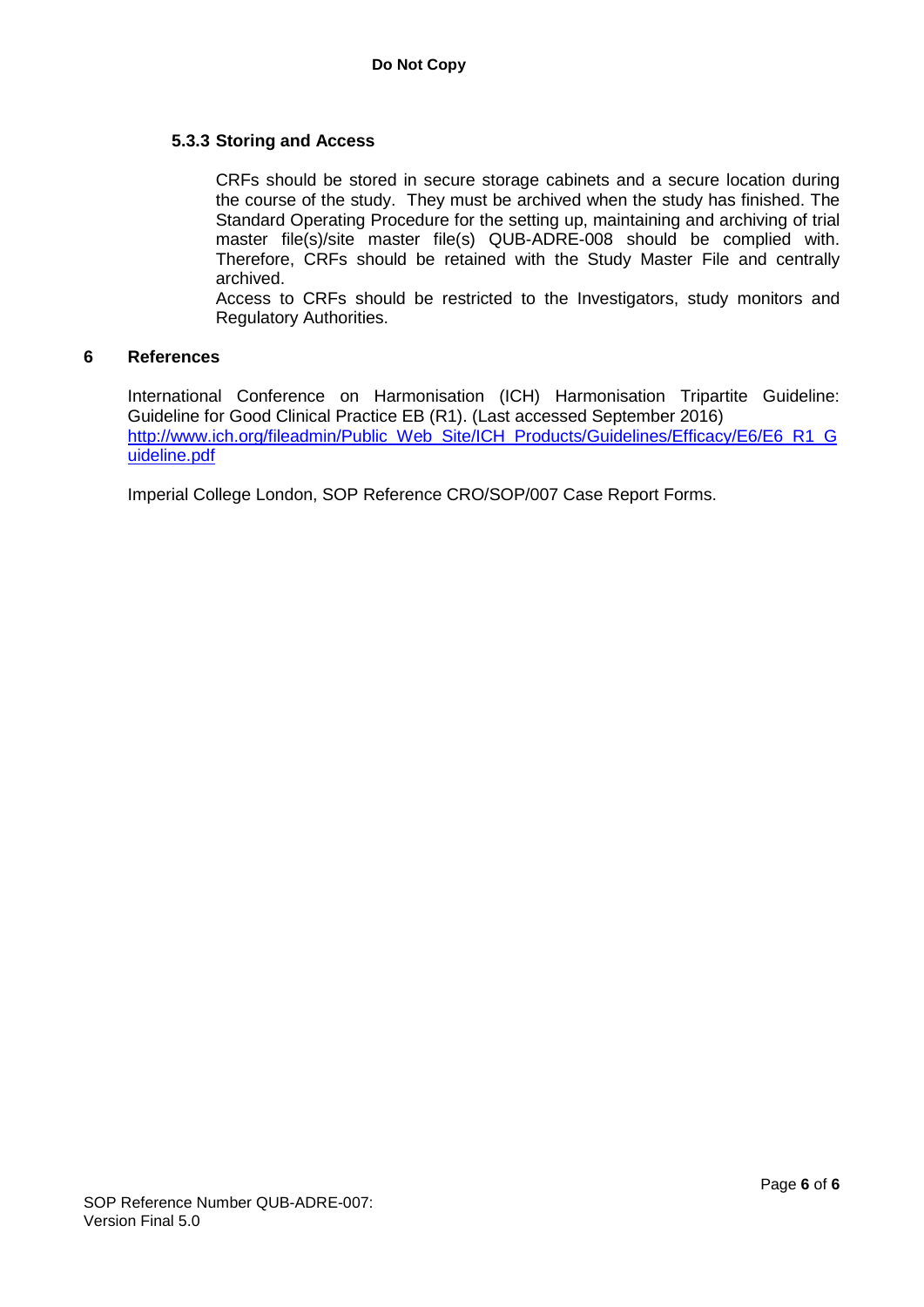### 5.3.3 Storing and Access

CRFs should be stored in secure storage cabinets and a secure location during the course of the study. They must be archived when the study has finished. The Standard Operating Procedure for the setting up, maintaining and archiving of trial master file(s)/site master file(s) QUB-ADRE-008 should be complied with. Therefore, CRFs should be retained with the Study Master File and centrally archived.

Access to CRFs should be restricted to the Investigators, study monitors and Regulatory Authorities.

## 6 References

International Conference on Harmonisation (ICH) Harmonisation Tripartite Guideline: Guideline for Good Clinical Practice EB (R1). (Last accessed September 2016) [http://www.ich.org/fileadmin/Public_Web_Site/ICH_Products/Guidelines/Efficacy/E6/E6_R1_Guideline.pdf](http://www.ich.org/fileadmin/Public_Web_Site/ICH_Products/Guidelines/Efficacy/E6/E6_R1_Guideline.pdf)

Imperial College London, SOP Reference CRO/SOP/007 Case Report Forms.